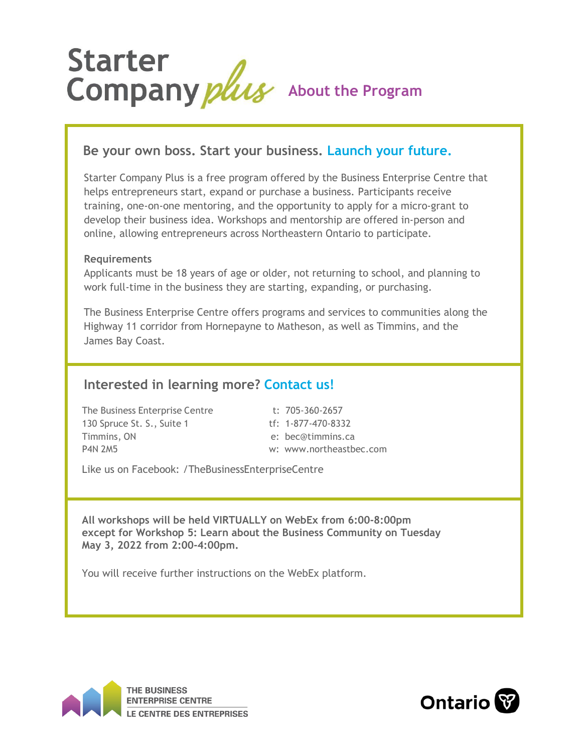# Starter Company plus

## About the Program

### Be your own boss. Start your business. Launch your future.

Starter Company Plus is a free program offered by the Business Enterprise Centre that helps entrepreneurs start, expand or purchase a business. Participants receive training, one-on-one mentoring, and the opportunity to apply for a micro-grant to develop their business idea. Workshops and mentorship are offered in-person and online, allowing entrepreneurs across Northeastern Ontario to participate.

**Requirements**

Applicants must be 18 years of age or older, not returning to school, and planning to work full-time in the business they are starting, expanding, or purchasing.

The Business Enterprise Centre offers programs and services to communities along the Highway 11 corridor from Hornepayne to Matheson, as well as Timmins, and the James Bay Coast.

### Interested in learning more? Contact us!

The Business Enterprise Centre
130 Spruce St. S., Suite 1
Timmins, ON
P4N 2M5

t: 705-360-2657
tf: 1-877-470-8332
e: bec@timmins.ca
w: www.northeastbec.com

Like us on Facebook: /TheBusinessEnterpriseCentre

**All workshops will be held VIRTUALLY on WebEx from 6:00-8:00pm except for Workshop 5: Learn about the Business Community on Tuesday May 3, 2022 from 2:00-4:00pm.**

You will receive further instructions on the WebEx platform.

THE BUSINESS ENTERPRISE CENTRE
LE CENTRE DES ENTREPRISES

Ontario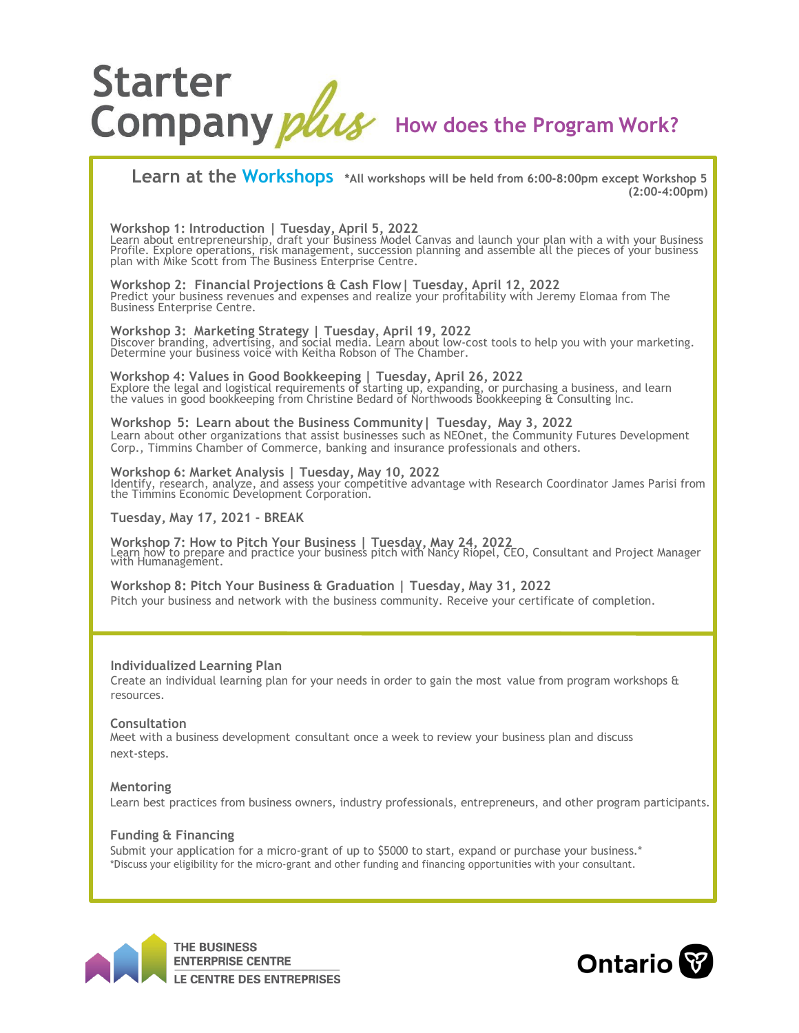# Starter Company *plus* How does the Program Work?

## Learn at the Workshops

*All workshops will be held from 6:00-8:00pm except Workshop 5 (2:00-4:00pm)

**Workshop 1: Introduction | Tuesday, April 5, 2022**
Learn about entrepreneurship, draft your Business Model Canvas and launch your plan with a with your Business Profile. Explore operations, risk management, succession planning and assemble all the pieces of your business plan with Mike Scott from The Business Enterprise Centre.

**Workshop 2: Financial Projections & Cash Flow| Tuesday, April 12, 2022**
Predict your business revenues and expenses and realize your profitability with Jeremy Elomaa from The Business Enterprise Centre.

**Workshop 3: Marketing Strategy | Tuesday, April 19, 2022**
Discover branding, advertising, and social media. Learn about low-cost tools to help you with your marketing. Determine your business voice with Keitha Robson of The Chamber.

**Workshop 4: Values in Good Bookkeeping | Tuesday, April 26, 2022**
Explore the legal and logistical requirements of starting up, expanding, or purchasing a business, and learn the values in good bookkeeping from Christine Bedard of Northwoods Bookkeeping & Consulting Inc.

**Workshop 5: Learn about the Business Community| Tuesday, May 3, 2022**
Learn about other organizations that assist businesses such as NEOnet, the Community Futures Development Corp., Timmins Chamber of Commerce, banking and insurance professionals and others.

**Workshop 6: Market Analysis | Tuesday, May 10, 2022**
Identify, research, analyze, and assess your competitive advantage with Research Coordinator James Parisi from the Timmins Economic Development Corporation.

**Tuesday, May 17, 2021 - BREAK**

**Workshop 7: How to Pitch Your Business | Tuesday, May 24, 2022**
Learn how to prepare and practice your business pitch with Nancy Riopel, CEO, Consultant and Project Manager with Humanagement.

**Workshop 8: Pitch Your Business & Graduation | Tuesday, May 31, 2022**
Pitch your business and network with the business community. Receive your certificate of completion.

### Individualized Learning Plan
Create an individual learning plan for your needs in order to gain the most value from program workshops & resources.

### Consultation
Meet with a business development consultant once a week to review your business plan and discuss next-steps.

### Mentoring
Learn best practices from business owners, industry professionals, entrepreneurs, and other program participants.

### Funding & Financing
Submit your application for a micro-grant of up to $5000 to start, expand or purchase your business.*

*Discuss your eligibility for the micro-grant and other funding and financing opportunities with your consultant.

THE BUSINESS ENTERPRISE CENTRE
LE CENTRE DES ENTREPRISES

Ontario